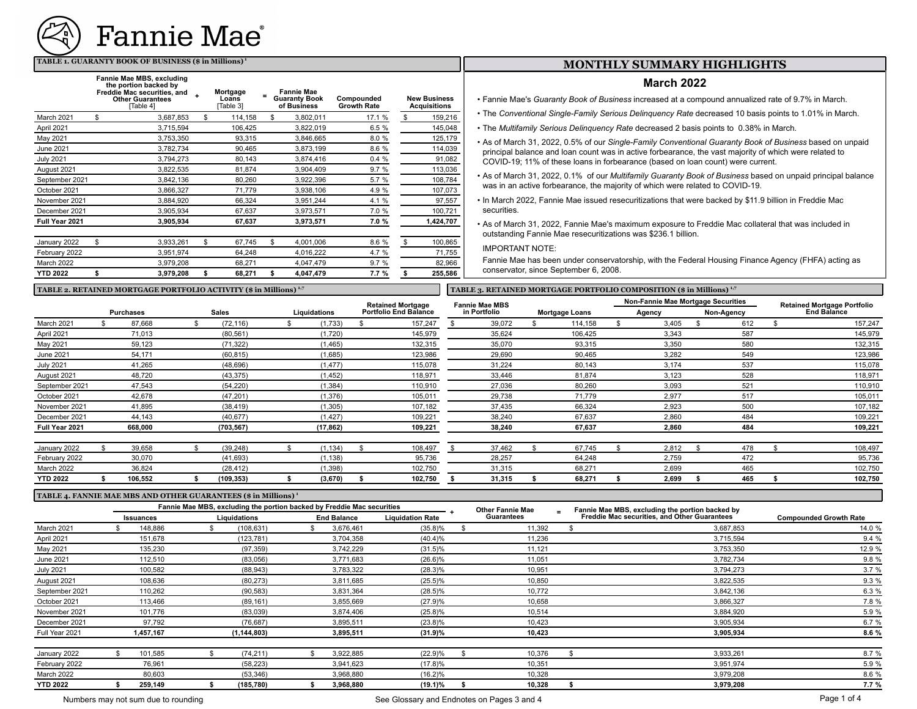# Fannie Mae

## TABLE 1. GUARANTY BOOK OF BUSINESS ($ in Millions) [1]

| | Fannie Mae MBS, excluding the portion backed by Freddie Mac securities, and Other Guarantees [Table 4] | + | Mortgage Loans [Table 3] | = | Fannie Mae Guaranty Book of Business | Compounded Growth Rate | New Business Acquisitions |
|---|---|---|---|---|---|---|---|
| March 2021 | $ 3,687,853 | | $ 114,158 | | $ 3,802,011 | 17.1 % | $ 159,216 |
| April 2021 | 3,715,594 | | 106,425 | | 3,822,019 | 6.5 % | 145,048 |
| May 2021 | 3,753,350 | | 93,315 | | 3,846,665 | 8.0 % | 125,179 |
| June 2021 | 3,782,734 | | 90,465 | | 3,873,199 | 8.6 % | 114,039 |
| July 2021 | 3,794,273 | | 80,143 | | 3,874,416 | 0.4 % | 91,082 |
| August 2021 | 3,822,535 | | 81,874 | | 3,904,409 | 9.7 % | 113,036 |
| September 2021 | 3,842,136 | | 80,260 | | 3,922,396 | 5.7 % | 108,784 |
| October 2021 | 3,866,327 | | 71,779 | | 3,938,106 | 4.9 % | 107,073 |
| November 2021 | 3,884,920 | | 66,324 | | 3,951,244 | 4.1 % | 97,557 |
| December 2021 | 3,905,934 | | 67,637 | | 3,973,571 | 7.0 % | 100,721 |
| **Full Year 2021** | **3,905,934** | | **67,637** | | **3,973,571** | **7.0 %** | **1,424,707** |
| | | | | | | | |
| January 2022 | $ 3,933,261 | | $ 67,745 | | $ 4,001,006 | 8.6 % | $ 100,865 |
| February 2022 | 3,951,974 | | 64,248 | | 4,016,222 | 4.7 % | 71,755 |
| March 2022 | 3,979,208 | | 68,271 | | 4,047,479 | 9.7 % | 82,966 |
| **YTD 2022** | **$ 3,979,208** | | **$ 68,271** | | **$ 4,047,479** | **7.7 %** | **$ 255,586** |

## MONTHLY SUMMARY HIGHLIGHTS

### March 2022

- Fannie Mae's *Guaranty Book of Business* increased at a compound annualized rate of 9.7% in March.
- The *Conventional Single-Family Serious Delinquency Rate* decreased 10 basis points to 1.01% in March.
- The *Multifamily Serious Delinquency Rate* decreased 2 basis points to 0.38% in March.
- As of March 31, 2022, 0.5% of our *Single-Family Conventional Guaranty Book of Business* based on unpaid principal balance and loan count was in active forbearance, the vast majority of which were related to COVID-19; 11% of these loans in forbearance (based on loan count) were current.
- As of March 31, 2022, 0.1% of our *Multifamily Guaranty Book of Business* based on unpaid principal balance was in an active forbearance, the majority of which were related to COVID-19.
- In March 2022, Fannie Mae issued resecuritizations that were backed by $11.9 billion in Freddie Mac securities.
- As of March 31, 2022, Fannie Mae's maximum exposure to Freddie Mac collateral that was included in outstanding Fannie Mae resecuritizations was $236.1 billion.

IMPORTANT NOTE:

Fannie Mae has been under conservatorship, with the Federal Housing Finance Agency (FHFA) acting as conservator, since September 6, 2008.

## TABLE 2. RETAINED MORTGAGE PORTFOLIO ACTIVITY ($ in Millions) [1,7]

| | Purchases | Sales | Liquidations | Retained Mortgage Portfolio End Balance |
|---|---|---|---|---|
| March 2021 | $ 87,668 | $ (72,116) | $ (1,733) | $ 157,247 |
| April 2021 | 71,013 | (80,561) | (1,720) | 145,979 |
| May 2021 | 59,123 | (71,322) | (1,465) | 132,315 |
| June 2021 | 54,171 | (60,815) | (1,685) | 123,986 |
| July 2021 | 41,265 | (48,696) | (1,477) | 115,078 |
| August 2021 | 48,720 | (43,375) | (1,452) | 118,971 |
| September 2021 | 47,543 | (54,220) | (1,384) | 110,910 |
| October 2021 | 42,678 | (47,201) | (1,376) | 105,011 |
| November 2021 | 41,895 | (38,419) | (1,305) | 107,182 |
| December 2021 | 44,143 | (40,677) | (1,427) | 109,221 |
| **Full Year 2021** | **668,000** | **(703,567)** | **(17,862)** | **109,221** |
| | | | | |
| January 2022 | $ 39,658 | $ (39,248) | $ (1,134) | $ 108,497 |
| February 2022 | 30,070 | (41,693) | (1,138) | 95,736 |
| March 2022 | 36,824 | (28,412) | (1,398) | 102,750 |
| **YTD 2022** | **$ 106,552** | **$ (109,353)** | **$ (3,670)** | **$ 102,750** |

## TABLE 3. RETAINED MORTGAGE PORTFOLIO COMPOSITION ($ in Millions) [1,7]

| | Fannie Mae MBS in Portfolio | Mortgage Loans | Non-Fannie Mae Mortgage Securities | | Retained Mortgage Portfolio End Balance |
|---|---|---|---|---|---|
| | | | Agency | Non-Agency | |
| March 2021 | $ 39,072 | $ 114,158 | $ 3,405 | $ 612 | $ 157,247 |
| April 2021 | 35,624 | 106,425 | 3,343 | 587 | 145,979 |
| May 2021 | 35,070 | 93,315 | 3,350 | 580 | 132,315 |
| June 2021 | 29,690 | 90,465 | 3,282 | 549 | 123,986 |
| July 2021 | 31,224 | 80,143 | 3,174 | 537 | 115,078 |
| August 2021 | 33,446 | 81,874 | 3,123 | 528 | 118,971 |
| September 2021 | 27,036 | 80,260 | 3,093 | 521 | 110,910 |
| October 2021 | 29,738 | 71,779 | 2,977 | 517 | 105,011 |
| November 2021 | 37,435 | 66,324 | 2,923 | 500 | 107,182 |
| December 2021 | 38,240 | 67,637 | 2,860 | 484 | 109,221 |
| **Full Year 2021** | **38,240** | **67,637** | **2,860** | **484** | **109,221** |
| | | | | | |
| January 2022 | $ 37,462 | $ 67,745 | $ 2,812 | $ 478 | $ 108,497 |
| February 2022 | 28,257 | 64,248 | 2,759 | 472 | 95,736 |
| March 2022 | 31,315 | 68,271 | 2,699 | 465 | 102,750 |
| **YTD 2022** | **$ 31,315** | **$ 68,271** | **$ 2,699** | **$ 465** | **$ 102,750** |

## TABLE 4. FANNIE MAE MBS AND OTHER GUARANTEES ($ in Millions) [1]

| | Fannie Mae MBS, excluding the portion backed by Freddie Mac securities | | | | + | Other Fannie Mae Guarantees | = | Fannie Mae MBS, excluding the portion backed by Freddie Mac securities, and Other Guarantees | Compounded Growth Rate |
|---|---|---|---|---|---|---|---|---|---|
| | Issuances | Liquidations | End Balance | Liquidation Rate | | | | | |
| March 2021 | $ 148,886 | $ (108,631) | $ 3,676,461 | (35.8)% | | $ 11,392 | | $ 3,687,853 | 14.0 % |
| April 2021 | 151,678 | (123,781) | 3,704,358 | (40.4)% | | 11,236 | | 3,715,594 | 9.4 % |
| May 2021 | 135,230 | (97,359) | 3,742,229 | (31.5)% | | 11,121 | | 3,753,350 | 12.9 % |
| June 2021 | 112,510 | (83,056) | 3,771,683 | (26.6)% | | 11,051 | | 3,782,734 | 9.8 % |
| July 2021 | 100,582 | (88,943) | 3,783,322 | (28.3)% | | 10,951 | | 3,794,273 | 3.7 % |
| August 2021 | 108,636 | (80,273) | 3,811,685 | (25.5)% | | 10,850 | | 3,822,535 | 9.3 % |
| September 2021 | 110,262 | (90,583) | 3,831,364 | (28.5)% | | 10,772 | | 3,842,136 | 6.3 % |
| October 2021 | 113,466 | (89,161) | 3,855,669 | (27.9)% | | 10,658 | | 3,866,327 | 7.8 % |
| November 2021 | 101,776 | (83,039) | 3,874,406 | (25.8)% | | 10,514 | | 3,884,920 | 5.9 % |
| December 2021 | 97,792 | (76,687) | 3,895,511 | (23.8)% | | 10,423 | | 3,905,934 | 6.7 % |
| Full Year 2021 | **1,457,167** | **(1,144,803)** | **3,895,511** | **(31.9)%** | | **10,423** | | **3,905,934** | **8.6 %** |
| | | | | | | | | | |
| January 2022 | $ 101,585 | $ (74,211) | $ 3,922,885 | (22.9)% | | $ 10,376 | | $ 3,933,261 | 8.7 % |
| February 2022 | 76,961 | (58,223) | 3,941,623 | (17.8)% | | 10,351 | | 3,951,974 | 5.9 % |
| March 2022 | 80,603 | (53,346) | 3,968,880 | (16.2)% | | 10,328 | | 3,979,208 | 8.6 % |
| **YTD 2022** | **$ 259,149** | **$ (185,780)** | **$ 3,968,880** | **(19.1)%** | | **$ 10,328** | | **$ 3,979,208** | **7.7 %** |

Numbers may not sum due to rounding

See Glossary and Endnotes on Pages 3 and 4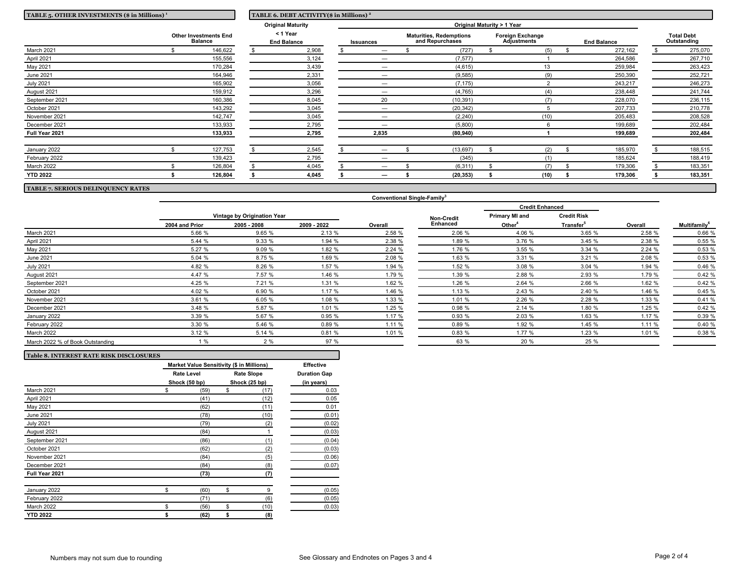**TABLE 5. OTHER INVESTMENTS ($ in Millions)[1]**

| | Other Investments End Balance |
|---|---|
| March 2021 | $ 146,622 |
| April 2021 | 155,556 |
| May 2021 | 170,284 |
| June 2021 | 164,946 |
| July 2021 | 165,902 |
| August 2021 | 159,912 |
| September 2021 | 160,386 |
| October 2021 | 143,292 |
| November 2021 | 142,747 |
| December 2021 | 133,933 |
| **Full Year 2021** | **133,933** |
| | |
| January 2022 | $ 127,753 |
| February 2022 | 139,423 |
| March 2022 | $ 126,804 |
| **YTD 2022** | **$ 126,804** |

**TABLE 6. DEBT ACTIVITY($ in Millions)[2]**

| | Original Maturity < 1 Year | Original Maturity > 1 Year | | | | |
|---|---|---|---|---|---|---|
| | End Balance | Issuances | Maturities, Redemptions and Repurchases | Foreign Exchange Adjustments | End Balance | Total Debt Outstanding |
| March 2021 | $ 2,908 | $ — | $ (727) | $ (5) | $ 272,162 | $ 275,070 |
| April 2021 | 3,124 | — | (7,577) | 1 | 264,586 | 267,710 |
| May 2021 | 3,439 | — | (4,615) | 13 | 259,984 | 263,423 |
| June 2021 | 2,331 | — | (9,585) | (9) | 250,390 | 252,721 |
| July 2021 | 3,056 | — | (7,175) | 2 | 243,217 | 246,273 |
| August 2021 | 3,296 | — | (4,765) | (4) | 238,448 | 241,744 |
| September 2021 | 8,045 | 20 | (10,391) | (7) | 228,070 | 236,115 |
| October 2021 | 3,045 | — | (20,342) | 5 | 207,733 | 210,778 |
| November 2021 | 3,045 | — | (2,240) | (10) | 205,483 | 208,528 |
| December 2021 | 2,795 | — | (5,800) | 6 | 199,689 | 202,484 |
| **Full Year 2021** | **2,795** | **2,835** | **(80,940)** | **1** | **199,689** | **202,484** |
| | | | | | | |
| January 2022 | $ 2,545 | $ — | $ (13,697) | $ (2) | $ 185,970 | $ 188,515 |
| February 2022 | 2,795 | — | (345) | (1) | 185,624 | 188,419 |
| March 2022 | $ 4,045 | $ — | $ (6,311) | $ (7) | $ 179,306 | $ 183,351 |
| **YTD 2022** | **$ 4,045** | **$ —** | **$ (20,353)** | **$ (10)** | **$ 179,306** | **$ 183,351** |

**TABLE 7. SERIOUS DELINQUENCY RATES**

| | Conventional Single-Family[3] | | | | | | | | |
|---|---|---|---|---|---|---|---|---|---|
| | Vintage by Origination Year | | | | | Credit Enhanced | | | |
| | 2004 and Prior | 2005 - 2008 | 2009 - 2022 | Overall | Non-Credit Enhanced | Primary MI and Other[4] | Credit Risk Transfer[5] | Overall | Multifamily[6] |
| March 2021 | 5.66 % | 9.65 % | 2.13 % | 2.58 % | 2.06 % | 4.06 % | 3.65 % | 2.58 % | 0.66 % |
| April 2021 | 5.44 % | 9.33 % | 1.94 % | 2.38 % | 1.89 % | 3.76 % | 3.45 % | 2.38 % | 0.55 % |
| May 2021 | 5.27 % | 9.09 % | 1.82 % | 2.24 % | 1.76 % | 3.55 % | 3.34 % | 2.24 % | 0.53 % |
| June 2021 | 5.04 % | 8.75 % | 1.69 % | 2.08 % | 1.63 % | 3.31 % | 3.21 % | 2.08 % | 0.53 % |
| July 2021 | 4.82 % | 8.26 % | 1.57 % | 1.94 % | 1.52 % | 3.08 % | 3.04 % | 1.94 % | 0.46 % |
| August 2021 | 4.47 % | 7.57 % | 1.46 % | 1.79 % | 1.39 % | 2.88 % | 2.93 % | 1.79 % | 0.42 % |
| September 2021 | 4.25 % | 7.21 % | 1.31 % | 1.62 % | 1.26 % | 2.64 % | 2.66 % | 1.62 % | 0.42 % |
| October 2021 | 4.02 % | 6.90 % | 1.17 % | 1.46 % | 1.13 % | 2.43 % | 2.40 % | 1.46 % | 0.45 % |
| November 2021 | 3.61 % | 6.05 % | 1.08 % | 1.33 % | 1.01 % | 2.26 % | 2.28 % | 1.33 % | 0.41 % |
| December 2021 | 3.48 % | 5.87 % | 1.01 % | 1.25 % | 0.98 % | 2.14 % | 1.80 % | 1.25 % | 0.42 % |
| January 2022 | 3.39 % | 5.67 % | 0.95 % | 1.17 % | 0.93 % | 2.03 % | 1.63 % | 1.17 % | 0.39 % |
| February 2022 | 3.30 % | 5.46 % | 0.89 % | 1.11 % | 0.89 % | 1.92 % | 1.45 % | 1.11 % | 0.40 % |
| March 2022 | 3.12 % | 5.14 % | 0.81 % | 1.01 % | 0.83 % | 1.77 % | 1.23 % | 1.01 % | 0.38 % |
| March 2022 % of Book Outstanding | 1 % | 2 % | 97 % | | 63 % | 20 % | 25 % | | |

**Table 8. INTEREST RATE RISK DISCLOSURES**

| | Market Value Sensitivity ($ in Millions) | | Effective |
|---|---|---|---|
| | Rate Level Shock (50 bp) | Rate Slope Shock (25 bp) | Duration Gap (in years) |
| March 2021 | $ (59) | $ (17) | 0.03 |
| April 2021 | (41) | (12) | 0.05 |
| May 2021 | (62) | (11) | 0.01 |
| June 2021 | (78) | (10) | (0.01) |
| July 2021 | (79) | (2) | (0.02) |
| August 2021 | (84) | 1 | (0.03) |
| September 2021 | (86) | (1) | (0.04) |
| October 2021 | (62) | (2) | (0.03) |
| November 2021 | (84) | (5) | (0.06) |
| December 2021 | (84) | (8) | (0.07) |
| **Full Year 2021** | **(73)** | **(7)** | |
| | | | |
| January 2022 | $ (60) | $ 9 | (0.05) |
| February 2022 | (71) | (6) | (0.05) |
| March 2022 | $ (56) | $ (10) | (0.03) |
| **YTD 2022** | **$ (62)** | **$ (8)** | |

Numbers may not sum due to rounding

See Glossary and Endnotes on Pages 3 and 4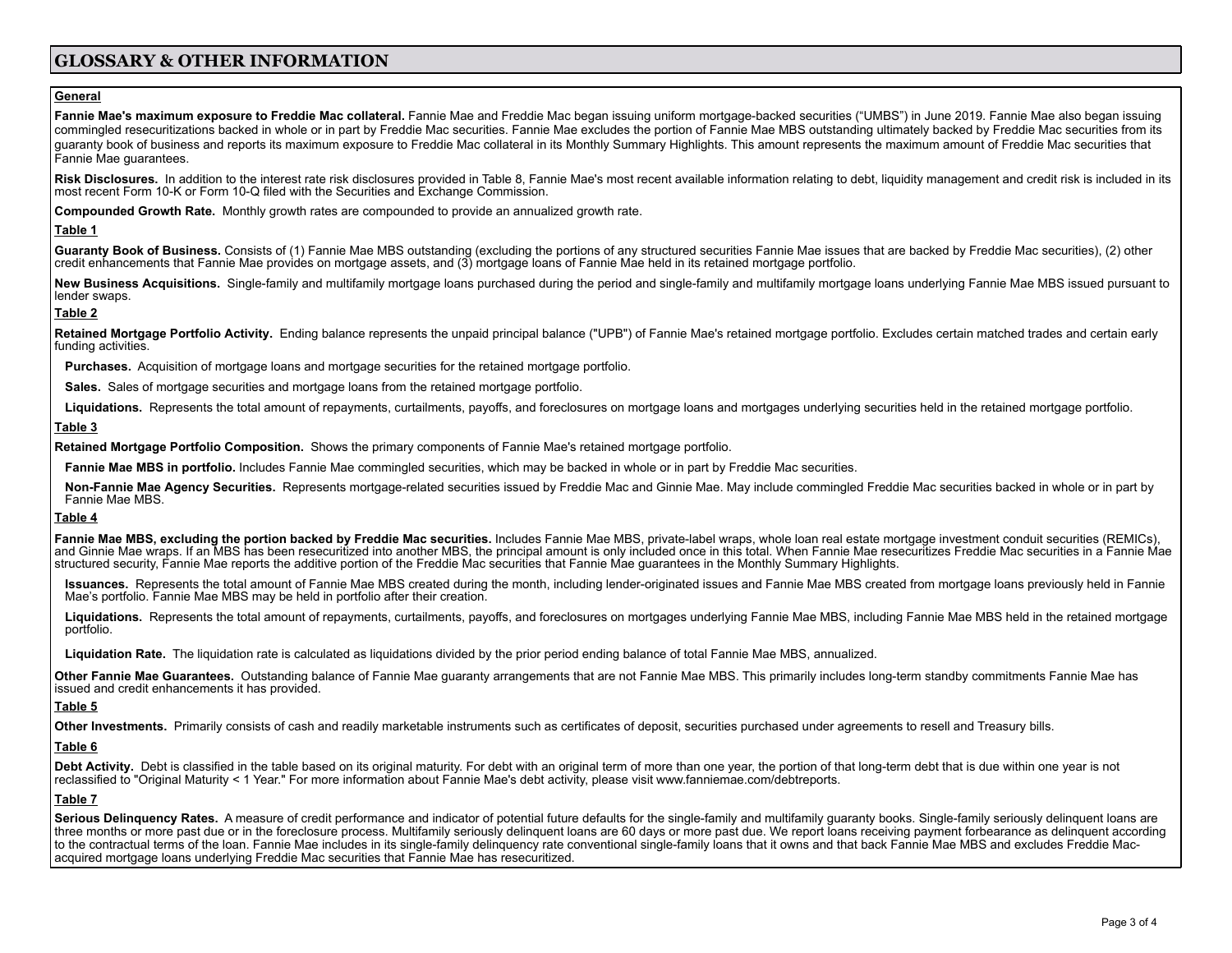# GLOSSARY & OTHER INFORMATION

## General

**Fannie Mae's maximum exposure to Freddie Mac collateral.** Fannie Mae and Freddie Mac began issuing uniform mortgage-backed securities ("UMBS") in June 2019. Fannie Mae also began issuing commingled resecuritizations backed in whole or in part by Freddie Mac securities. Fannie Mae excludes the portion of Fannie Mae MBS outstanding ultimately backed by Freddie Mac securities from its guaranty book of business and reports its maximum exposure to Freddie Mac collateral in its Monthly Summary Highlights. This amount represents the maximum amount of Freddie Mac securities that Fannie Mae guarantees.

**Risk Disclosures.** In addition to the interest rate risk disclosures provided in Table 8, Fannie Mae's most recent available information relating to debt, liquidity management and credit risk is included in its most recent Form 10-K or Form 10-Q filed with the Securities and Exchange Commission.

**Compounded Growth Rate.** Monthly growth rates are compounded to provide an annualized growth rate.

## Table 1

**Guaranty Book of Business.** Consists of (1) Fannie Mae MBS outstanding (excluding the portions of any structured securities Fannie Mae issues that are backed by Freddie Mac securities), (2) other credit enhancements that Fannie Mae provides on mortgage assets, and (3) mortgage loans of Fannie Mae held in its retained mortgage portfolio.

**New Business Acquisitions.** Single-family and multifamily mortgage loans purchased during the period and single-family and multifamily mortgage loans underlying Fannie Mae MBS issued pursuant to lender swaps.

## Table 2

**Retained Mortgage Portfolio Activity.** Ending balance represents the unpaid principal balance ("UPB") of Fannie Mae's retained mortgage portfolio. Excludes certain matched trades and certain early funding activities.

**Purchases.** Acquisition of mortgage loans and mortgage securities for the retained mortgage portfolio.

**Sales.** Sales of mortgage securities and mortgage loans from the retained mortgage portfolio.

**Liquidations.** Represents the total amount of repayments, curtailments, payoffs, and foreclosures on mortgage loans and mortgages underlying securities held in the retained mortgage portfolio.

## Table 3

**Retained Mortgage Portfolio Composition.** Shows the primary components of Fannie Mae's retained mortgage portfolio.

**Fannie Mae MBS in portfolio.** Includes Fannie Mae commingled securities, which may be backed in whole or in part by Freddie Mac securities.

**Non-Fannie Mae Agency Securities.** Represents mortgage-related securities issued by Freddie Mac and Ginnie Mae. May include commingled Freddie Mac securities backed in whole or in part by Fannie Mae MBS.

## Table 4

**Fannie Mae MBS, excluding the portion backed by Freddie Mac securities.** Includes Fannie Mae MBS, private-label wraps, whole loan real estate mortgage investment conduit securities (REMICs), and Ginnie Mae wraps. If an MBS has been resecuritized into another MBS, the principal amount is only included once in this total. When Fannie Mae resecuritizes Freddie Mac securities in a Fannie Mae structured security, Fannie Mae reports the additive portion of the Freddie Mac securities that Fannie Mae guarantees in the Monthly Summary Highlights.

**Issuances.** Represents the total amount of Fannie Mae MBS created during the month, including lender-originated issues and Fannie Mae MBS created from mortgage loans previously held in Fannie Mae's portfolio. Fannie Mae MBS may be held in portfolio after their creation.

**Liquidations.** Represents the total amount of repayments, curtailments, payoffs, and foreclosures on mortgages underlying Fannie Mae MBS, including Fannie Mae MBS held in the retained mortgage portfolio.

**Liquidation Rate.** The liquidation rate is calculated as liquidations divided by the prior period ending balance of total Fannie Mae MBS, annualized.

**Other Fannie Mae Guarantees.** Outstanding balance of Fannie Mae guaranty arrangements that are not Fannie Mae MBS. This primarily includes long-term standby commitments Fannie Mae has issued and credit enhancements it has provided.

## Table 5

**Other Investments.** Primarily consists of cash and readily marketable instruments such as certificates of deposit, securities purchased under agreements to resell and Treasury bills.

## Table 6

**Debt Activity.** Debt is classified in the table based on its original maturity. For debt with an original term of more than one year, the portion of that long-term debt that is due within one year is not reclassified to "Original Maturity < 1 Year." For more information about Fannie Mae's debt activity, please visit www.fanniemae.com/debtreports.

## Table 7

**Serious Delinquency Rates.** A measure of credit performance and indicator of potential future defaults for the single-family and multifamily guaranty books. Single-family seriously delinquent loans are three months or more past due or in the foreclosure process. Multifamily seriously delinquent loans are 60 days or more past due. We report loans receiving payment forbearance as delinquent according to the contractual terms of the loan. Fannie Mae includes in its single-family delinquency rate conventional single-family loans that it owns and that back Fannie Mae MBS and excludes Freddie Mac-acquired mortgage loans underlying Freddie Mac securities that Fannie Mae has resecuritized.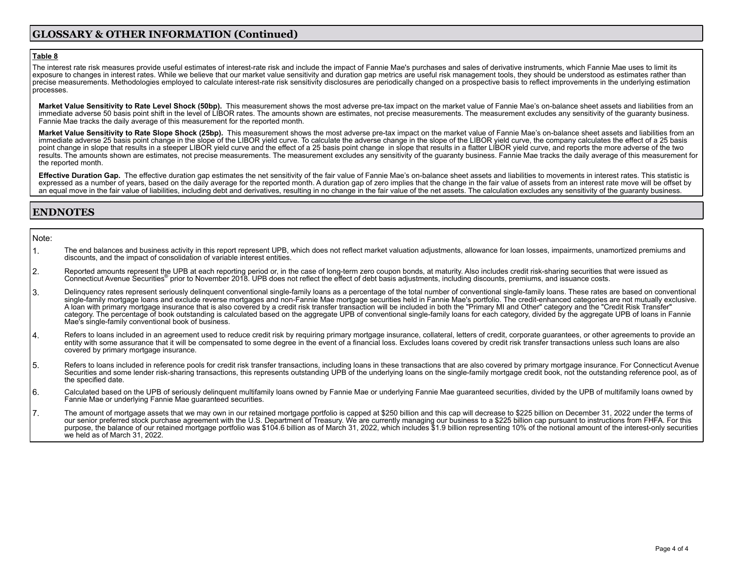## GLOSSARY & OTHER INFORMATION (Continued)

**Table 8**

The interest rate risk measures provide useful estimates of interest-rate risk and include the impact of Fannie Mae's purchases and sales of derivative instruments, which Fannie Mae uses to limit its exposure to changes in interest rates. While we believe that our market value sensitivity and duration gap metrics are useful risk management tools, they should be understood as estimates rather than precise measurements. Methodologies employed to calculate interest-rate risk sensitivity disclosures are periodically changed on a prospective basis to reflect improvements in the underlying estimation processes.

**Market Value Sensitivity to Rate Level Shock (50bp).** This measurement shows the most adverse pre-tax impact on the market value of Fannie Mae's on-balance sheet assets and liabilities from an immediate adverse 50 basis point shift in the level of LIBOR rates. The amounts shown are estimates, not precise measurements. The measurement excludes any sensitivity of the guaranty business. Fannie Mae tracks the daily average of this measurement for the reported month.

**Market Value Sensitivity to Rate Slope Shock (25bp).** This measurement shows the most adverse pre-tax impact on the market value of Fannie Mae's on-balance sheet assets and liabilities from an immediate adverse 25 basis point change in the slope of the LIBOR yield curve. To calculate the adverse change in the slope of the LIBOR yield curve, the company calculates the effect of a 25 basis point change in slope that results in a steeper LIBOR yield curve and the effect of a 25 basis point change in slope that results in a flatter LIBOR yield curve, and reports the more adverse of the two results. The amounts shown are estimates, not precise measurements. The measurement excludes any sensitivity of the guaranty business. Fannie Mae tracks the daily average of this measurement for the reported month.

**Effective Duration Gap.** The effective duration gap estimates the net sensitivity of the fair value of Fannie Mae's on-balance sheet assets and liabilities to movements in interest rates. This statistic is expressed as a number of years, based on the daily average for the reported month. A duration gap of zero implies that the change in the fair value of assets from an interest rate move will be offset by an equal move in the fair value of liabilities, including debt and derivatives, resulting in no change in the fair value of the net assets. The calculation excludes any sensitivity of the guaranty business.

## ENDNOTES

Note:

1. The end balances and business activity in this report represent UPB, which does not reflect market valuation adjustments, allowance for loan losses, impairments, unamortized premiums and discounts, and the impact of consolidation of variable interest entities.

2. Reported amounts represent the UPB at each reporting period or, in the case of long-term zero coupon bonds, at maturity. Also includes credit risk-sharing securities that were issued as Connecticut Avenue Securities® prior to November 2018. UPB does not reflect the effect of debt basis adjustments, including discounts, premiums, and issuance costs.

3. Delinquency rates represent seriously delinquent conventional single-family loans as a percentage of the total number of conventional single-family loans. These rates are based on conventional single-family mortgage loans and exclude reverse mortgages and non-Fannie Mae mortgage securities held in Fannie Mae's portfolio. The credit-enhanced categories are not mutually exclusive. A loan with primary mortgage insurance that is also covered by a credit risk transfer transaction will be included in both the "Primary MI and Other" category and the "Credit Risk Transfer" category. The percentage of book outstanding is calculated based on the aggregate UPB of conventional single-family loans for each category, divided by the aggregate UPB of loans in Fannie Mae's single-family conventional book of business.

4. Refers to loans included in an agreement used to reduce credit risk by requiring primary mortgage insurance, collateral, letters of credit, corporate guarantees, or other agreements to provide an entity with some assurance that it will be compensated to some degree in the event of a financial loss. Excludes loans covered by credit risk transfer transactions unless such loans are also covered by primary mortgage insurance.

5. Refers to loans included in reference pools for credit risk transfer transactions, including loans in these transactions that are also covered by primary mortgage insurance. For Connecticut Avenue Securities and some lender risk-sharing transactions, this represents outstanding UPB of the underlying loans on the single-family mortgage credit book, not the outstanding reference pool, as of the specified date.

6. Calculated based on the UPB of seriously delinquent multifamily loans owned by Fannie Mae or underlying Fannie Mae guaranteed securities, divided by the UPB of multifamily loans owned by Fannie Mae or underlying Fannie Mae guaranteed securities.

7. The amount of mortgage assets that we may own in our retained mortgage portfolio is capped at $250 billion and this cap will decrease to $225 billion on December 31, 2022 under the terms of our senior preferred stock purchase agreement with the U.S. Department of Treasury. We are currently managing our business to a $225 billion cap pursuant to instructions from FHFA. For this purpose, the balance of our retained mortgage portfolio was $104.6 billion as of March 31, 2022, which includes $1.9 billion representing 10% of the notional amount of the interest-only securities we held as of March 31, 2022.